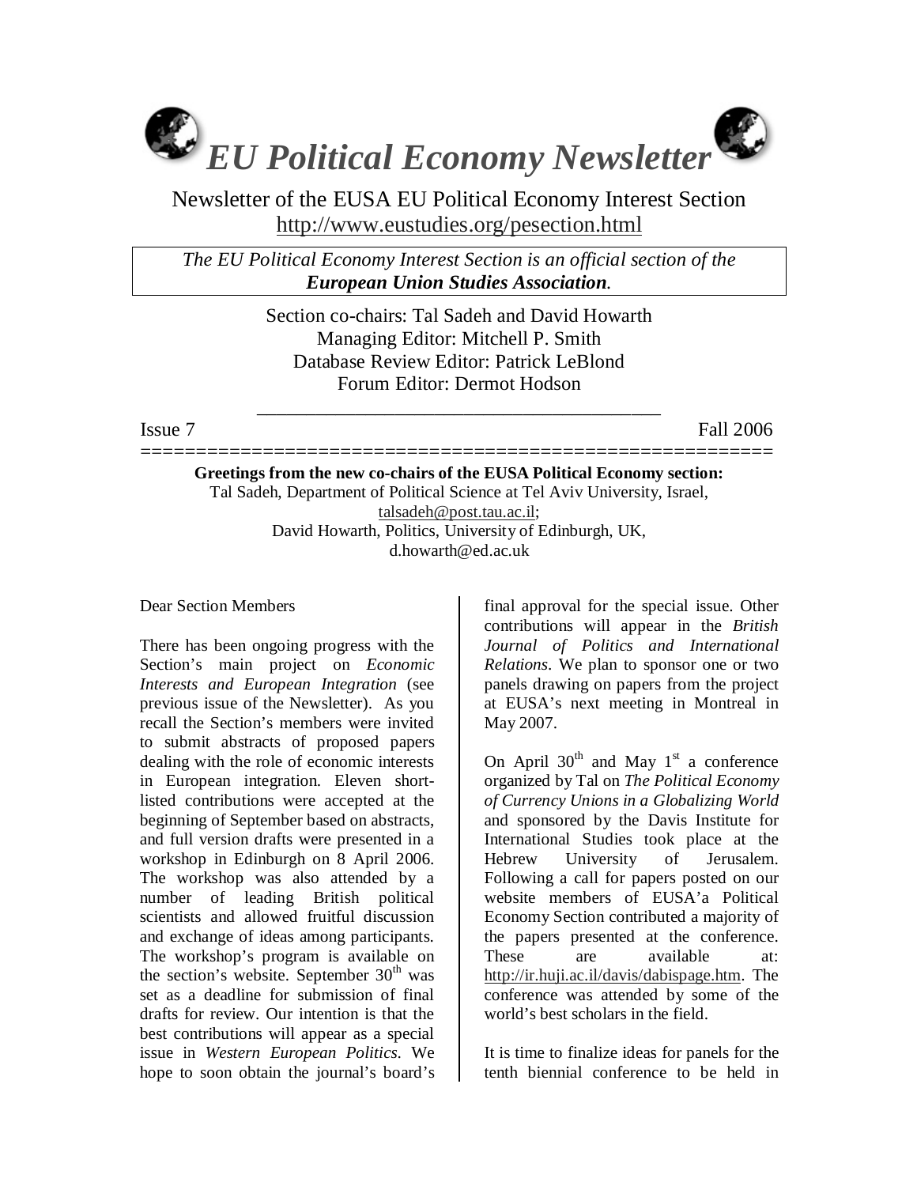# *EU Political Economy Newsletter*

Newsletter of the EUSA EU Political Economy Interest Section
http://www.eustudies.org/pesection.html

*The EU Political Economy Interest Section is an official section of the* ***European Union Studies Association****.*

Section co-chairs: Tal Sadeh and David Howarth
Managing Editor: Mitchell P. Smith
Database Review Editor: Patrick LeBlond
Forum Editor: Dermot Hodson

Issue 7 — Fall 2006

---

**Greetings from the new co-chairs of the EUSA Political Economy section:**
Tal Sadeh, Department of Political Science at Tel Aviv University, Israel, talsadeh@post.tau.ac.il;
David Howarth, Politics, University of Edinburgh, UK, d.howarth@ed.ac.uk

Dear Section Members

There has been ongoing progress with the Section's main project on *Economic Interests and European Integration* (see previous issue of the Newsletter). As you recall the Section's members were invited to submit abstracts of proposed papers dealing with the role of economic interests in European integration. Eleven short-listed contributions were accepted at the beginning of September based on abstracts, and full version drafts were presented in a workshop in Edinburgh on 8 April 2006. The workshop was also attended by a number of leading British political scientists and allowed fruitful discussion and exchange of ideas among participants. The workshop's program is available on the section's website. September 30th was set as a deadline for submission of final drafts for review. Our intention is that the best contributions will appear as a special issue in *Western European Politics*. We hope to soon obtain the journal's board's final approval for the special issue. Other contributions will appear in the *British Journal of Politics and International Relations*. We plan to sponsor one or two panels drawing on papers from the project at EUSA's next meeting in Montreal in May 2007.

On April 30th and May 1st a conference organized by Tal on *The Political Economy of Currency Unions in a Globalizing World* and sponsored by the Davis Institute for International Studies took place at the Hebrew University of Jerusalem. Following a call for papers posted on our website members of EUSA'a Political Economy Section contributed a majority of the papers presented at the conference. These are available at: http://ir.huji.ac.il/davis/dabispage.htm. The conference was attended by some of the world's best scholars in the field.

It is time to finalize ideas for panels for the tenth biennial conference to be held in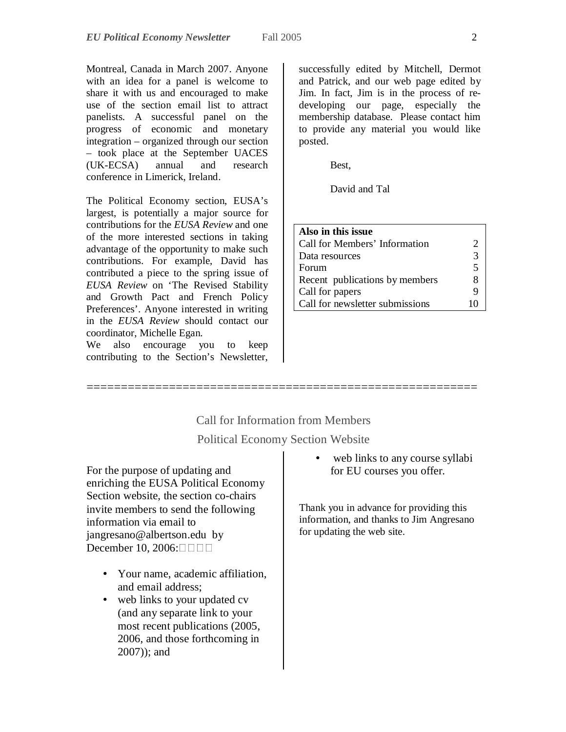Montreal, Canada in March 2007. Anyone with an idea for a panel is welcome to share it with us and encouraged to make use of the section email list to attract panelists. A successful panel on the progress of economic and monetary integration – organized through our section – took place at the September UACES (UK-ECSA) annual and research conference in Limerick, Ireland.

The Political Economy section, EUSA's largest, is potentially a major source for contributions for the *EUSA Review* and one of the more interested sections in taking advantage of the opportunity to make such contributions. For example, David has contributed a piece to the spring issue of *EUSA Review* on 'The Revised Stability and Growth Pact and French Policy Preferences'. Anyone interested in writing in the *EUSA Review* should contact our coordinator, Michelle Egan.
We also encourage you to keep contributing to the Section's Newsletter, successfully edited by Mitchell, Dermot and Patrick, and our web page edited by Jim. In fact, Jim is in the process of re-developing our page, especially the membership database. Please contact him to provide any material you would like posted.

Best,

David and Tal

| **Also in this issue** | |
|---|---|
| Call for Members' Information | 2 |
| Data resources | 3 |
| Forum | 5 |
| Recent publications by members | 8 |
| Call for papers | 9 |
| Call for newsletter submissions | 10 |

==========================================================

## Call for Information from Members

## Political Economy Section Website

For the purpose of updating and enriching the EUSA Political Economy Section website, the section co-chairs invite members to send the following information via email to jangresano@albertson.edu by December 10, 2006:

- Your name, academic affiliation, and email address;
- web links to your updated cv (and any separate link to your most recent publications (2005, 2006, and those forthcoming in 2007)); and
- web links to any course syllabi for EU courses you offer.

Thank you in advance for providing this information, and thanks to Jim Angresano for updating the web site.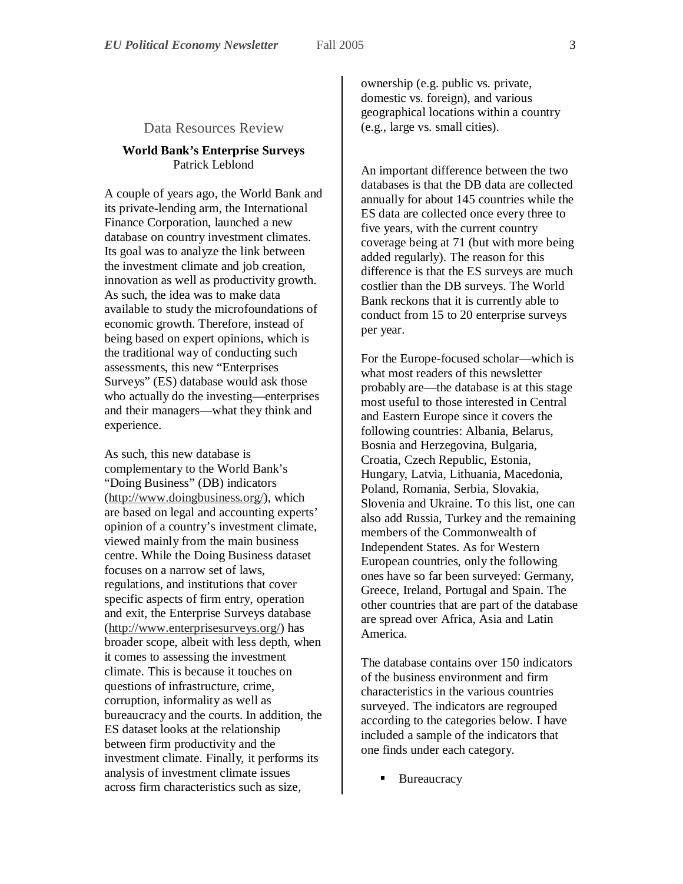## Data Resources Review

### World Bank's Enterprise Surveys

Patrick Leblond

A couple of years ago, the World Bank and its private-lending arm, the International Finance Corporation, launched a new database on country investment climates. Its goal was to analyze the link between the investment climate and job creation, innovation as well as productivity growth. As such, the idea was to make data available to study the microfoundations of economic growth. Therefore, instead of being based on expert opinions, which is the traditional way of conducting such assessments, this new "Enterprises Surveys" (ES) database would ask those who actually do the investing—enterprises and their managers—what they think and experience.

As such, this new database is complementary to the World Bank's "Doing Business" (DB) indicators (http://www.doingbusiness.org/), which are based on legal and accounting experts' opinion of a country's investment climate, viewed mainly from the main business centre. While the Doing Business dataset focuses on a narrow set of laws, regulations, and institutions that cover specific aspects of firm entry, operation and exit, the Enterprise Surveys database (http://www.enterprisesurveys.org/) has broader scope, albeit with less depth, when it comes to assessing the investment climate. This is because it touches on questions of infrastructure, crime, corruption, informality as well as bureaucracy and the courts. In addition, the ES dataset looks at the relationship between firm productivity and the investment climate. Finally, it performs its analysis of investment climate issues across firm characteristics such as size, ownership (e.g. public vs. private, domestic vs. foreign), and various geographical locations within a country (e.g., large vs. small cities).

An important difference between the two databases is that the DB data are collected annually for about 145 countries while the ES data are collected once every three to five years, with the current country coverage being at 71 (but with more being added regularly). The reason for this difference is that the ES surveys are much costlier than the DB surveys. The World Bank reckons that it is currently able to conduct from 15 to 20 enterprise surveys per year.

For the Europe-focused scholar—which is what most readers of this newsletter probably are—the database is at this stage most useful to those interested in Central and Eastern Europe since it covers the following countries: Albania, Belarus, Bosnia and Herzegovina, Bulgaria, Croatia, Czech Republic, Estonia, Hungary, Latvia, Lithuania, Macedonia, Poland, Romania, Serbia, Slovakia, Slovenia and Ukraine. To this list, one can also add Russia, Turkey and the remaining members of the Commonwealth of Independent States. As for Western European countries, only the following ones have so far been surveyed: Germany, Greece, Ireland, Portugal and Spain. The other countries that are part of the database are spread over Africa, Asia and Latin America.

The database contains over 150 indicators of the business environment and firm characteristics in the various countries surveyed. The indicators are regrouped according to the categories below. I have included a sample of the indicators that one finds under each category.

- Bureaucracy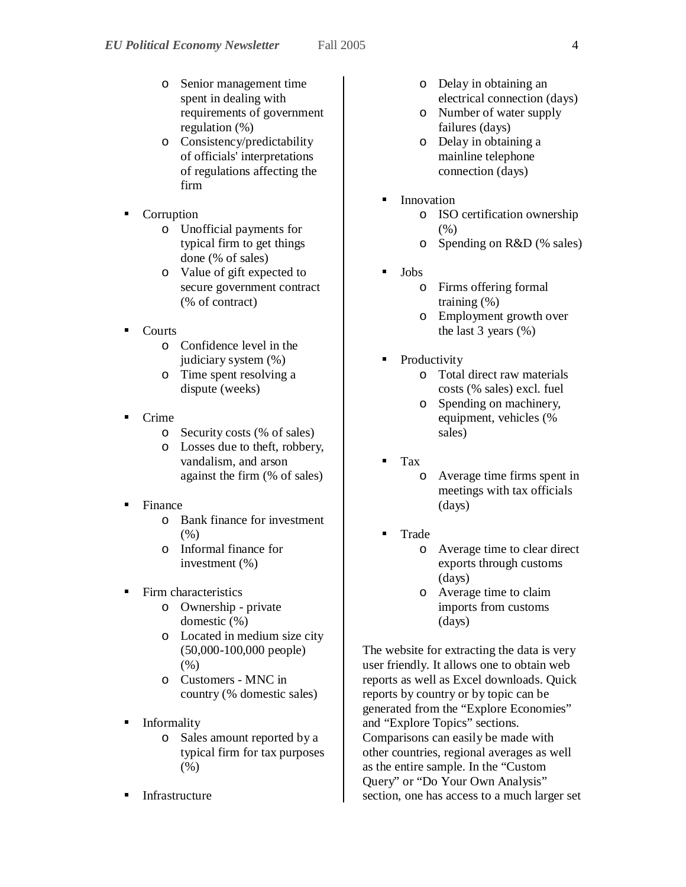- Senior management time spent in dealing with requirements of government regulation (%)
  - Consistency/predictability of officials' interpretations of regulations affecting the firm

- Corruption
  - Unofficial payments for typical firm to get things done (% of sales)
  - Value of gift expected to secure government contract (% of contract)

- Courts
  - Confidence level in the judiciary system (%)
  - Time spent resolving a dispute (weeks)

- Crime
  - Security costs (% of sales)
  - Losses due to theft, robbery, vandalism, and arson against the firm (% of sales)

- Finance
  - Bank finance for investment (%)
  - Informal finance for investment (%)

- Firm characteristics
  - Ownership - private domestic (%)
  - Located in medium size city (50,000-100,000 people) (%)
  - Customers - MNC in country (% domestic sales)

- Informality
  - Sales amount reported by a typical firm for tax purposes (%)

- Infrastructure
  - Delay in obtaining an electrical connection (days)
  - Number of water supply failures (days)
  - Delay in obtaining a mainline telephone connection (days)

- Innovation
  - ISO certification ownership (%)
  - Spending on R&D (% sales)

- Jobs
  - Firms offering formal training (%)
  - Employment growth over the last 3 years (%)

- Productivity
  - Total direct raw materials costs (% sales) excl. fuel
  - Spending on machinery, equipment, vehicles (% sales)

- Tax
  - Average time firms spent in meetings with tax officials (days)

- Trade
  - Average time to clear direct exports through customs (days)
  - Average time to claim imports from customs (days)

The website for extracting the data is very user friendly. It allows one to obtain web reports as well as Excel downloads. Quick reports by country or by topic can be generated from the "Explore Economies" and "Explore Topics" sections. Comparisons can easily be made with other countries, regional averages as well as the entire sample. In the "Custom Query" or "Do Your Own Analysis" section, one has access to a much larger set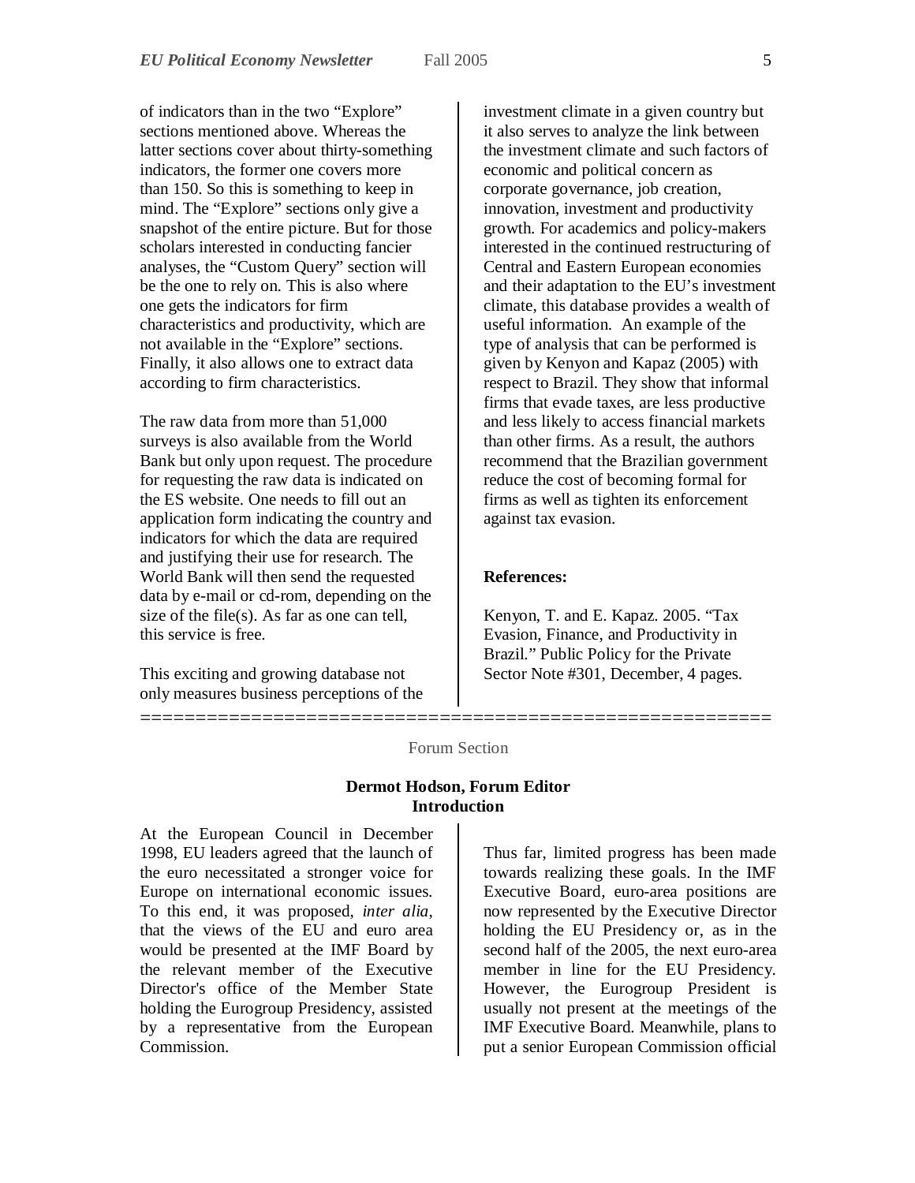of indicators than in the two "Explore" sections mentioned above. Whereas the latter sections cover about thirty-something indicators, the former one covers more than 150. So this is something to keep in mind. The "Explore" sections only give a snapshot of the entire picture. But for those scholars interested in conducting fancier analyses, the "Custom Query" section will be the one to rely on. This is also where one gets the indicators for firm characteristics and productivity, which are not available in the "Explore" sections. Finally, it also allows one to extract data according to firm characteristics.

The raw data from more than 51,000 surveys is also available from the World Bank but only upon request. The procedure for requesting the raw data is indicated on the ES website. One needs to fill out an application form indicating the country and indicators for which the data are required and justifying their use for research. The World Bank will then send the requested data by e-mail or cd-rom, depending on the size of the file(s). As far as one can tell, this service is free.

This exciting and growing database not only measures business perceptions of the investment climate in a given country but it also serves to analyze the link between the investment climate and such factors of economic and political concern as corporate governance, job creation, innovation, investment and productivity growth. For academics and policy-makers interested in the continued restructuring of Central and Eastern European economies and their adaptation to the EU's investment climate, this database provides a wealth of useful information. An example of the type of analysis that can be performed is given by Kenyon and Kapaz (2005) with respect to Brazil. They show that informal firms that evade taxes, are less productive and less likely to access financial markets than other firms. As a result, the authors recommend that the Brazilian government reduce the cost of becoming formal for firms as well as tighten its enforcement against tax evasion.

**References:**

Kenyon, T. and E. Kapaz. 2005. "Tax Evasion, Finance, and Productivity in Brazil." Public Policy for the Private Sector Note #301, December, 4 pages.

=========================================================

Forum Section

**Dermot Hodson, Forum Editor**
**Introduction**

At the European Council in December 1998, EU leaders agreed that the launch of the euro necessitated a stronger voice for Europe on international economic issues. To this end, it was proposed, *inter alia*, that the views of the EU and euro area would be presented at the IMF Board by the relevant member of the Executive Director's office of the Member State holding the Eurogroup Presidency, assisted by a representative from the European Commission.

Thus far, limited progress has been made towards realizing these goals. In the IMF Executive Board, euro-area positions are now represented by the Executive Director holding the EU Presidency or, as in the second half of the 2005, the next euro-area member in line for the EU Presidency. However, the Eurogroup President is usually not present at the meetings of the IMF Executive Board. Meanwhile, plans to put a senior European Commission official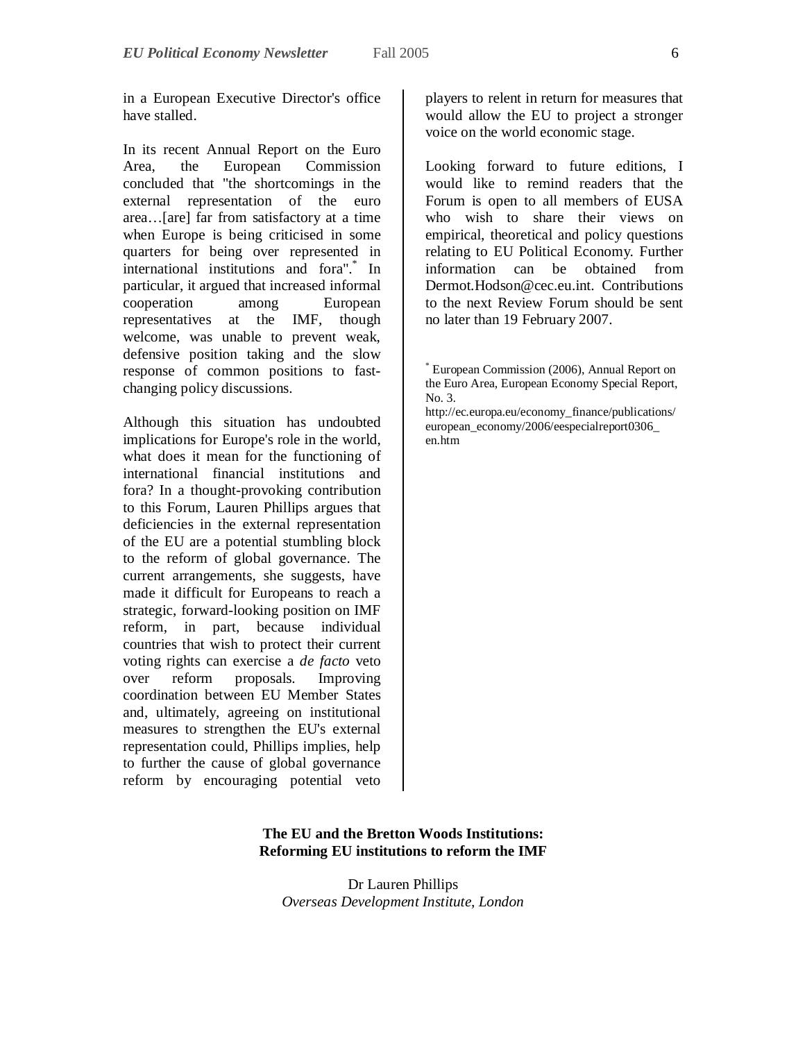in a European Executive Director's office have stalled.

In its recent Annual Report on the Euro Area, the European Commission concluded that "the shortcomings in the external representation of the euro area…[are] far from satisfactory at a time when Europe is being criticised in some quarters for being over represented in international institutions and fora".[*] In particular, it argued that increased informal cooperation among European representatives at the IMF, though welcome, was unable to prevent weak, defensive position taking and the slow response of common positions to fast-changing policy discussions.

Although this situation has undoubted implications for Europe's role in the world, what does it mean for the functioning of international financial institutions and fora? In a thought-provoking contribution to this Forum, Lauren Phillips argues that deficiencies in the external representation of the EU are a potential stumbling block to the reform of global governance. The current arrangements, she suggests, have made it difficult for Europeans to reach a strategic, forward-looking position on IMF reform, in part, because individual countries that wish to protect their current voting rights can exercise a *de facto* veto over reform proposals. Improving coordination between EU Member States and, ultimately, agreeing on institutional measures to strengthen the EU's external representation could, Phillips implies, help to further the cause of global governance reform by encouraging potential veto players to relent in return for measures that would allow the EU to project a stronger voice on the world economic stage.

Looking forward to future editions, I would like to remind readers that the Forum is open to all members of EUSA who wish to share their views on empirical, theoretical and policy questions relating to EU Political Economy. Further information can be obtained from Dermot.Hodson@cec.eu.int. Contributions to the next Review Forum should be sent no later than 19 February 2007.

[*] European Commission (2006), Annual Report on the Euro Area, European Economy Special Report, No. 3. http://ec.europa.eu/economy_finance/publications/european_economy/2006/eespecialreport0306_en.htm

**The EU and the Bretton Woods Institutions: Reforming EU institutions to reform the IMF**

Dr Lauren Phillips
*Overseas Development Institute, London*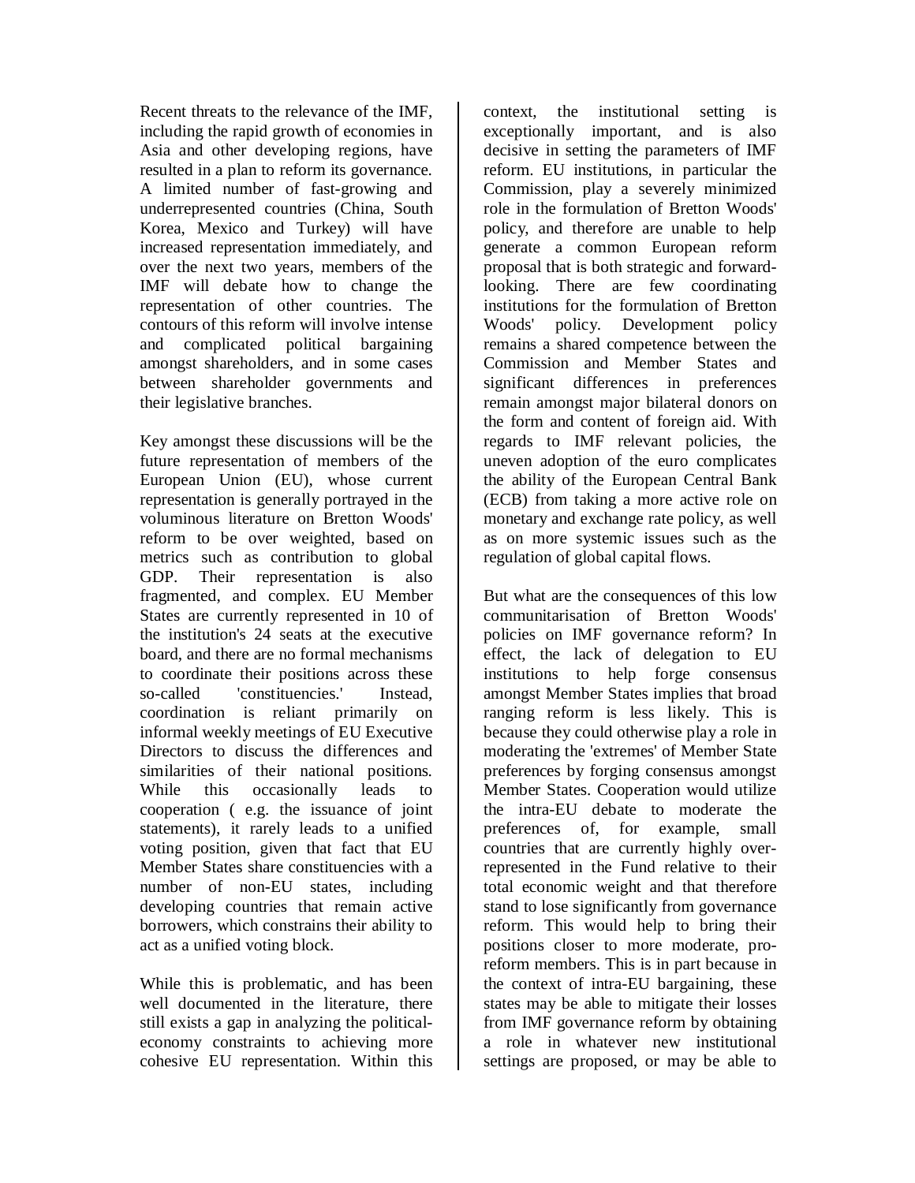Recent threats to the relevance of the IMF, including the rapid growth of economies in Asia and other developing regions, have resulted in a plan to reform its governance. A limited number of fast-growing and underrepresented countries (China, South Korea, Mexico and Turkey) will have increased representation immediately, and over the next two years, members of the IMF will debate how to change the representation of other countries. The contours of this reform will involve intense and complicated political bargaining amongst shareholders, and in some cases between shareholder governments and their legislative branches.

Key amongst these discussions will be the future representation of members of the European Union (EU), whose current representation is generally portrayed in the voluminous literature on Bretton Woods' reform to be over weighted, based on metrics such as contribution to global GDP. Their representation is also fragmented, and complex. EU Member States are currently represented in 10 of the institution's 24 seats at the executive board, and there are no formal mechanisms to coordinate their positions across these so-called 'constituencies.' Instead, coordination is reliant primarily on informal weekly meetings of EU Executive Directors to discuss the differences and similarities of their national positions. While this occasionally leads to cooperation ( e.g. the issuance of joint statements), it rarely leads to a unified voting position, given that fact that EU Member States share constituencies with a number of non-EU states, including developing countries that remain active borrowers, which constrains their ability to act as a unified voting block.

While this is problematic, and has been well documented in the literature, there still exists a gap in analyzing the political-economy constraints to achieving more cohesive EU representation. Within this context, the institutional setting is exceptionally important, and is also decisive in setting the parameters of IMF reform. EU institutions, in particular the Commission, play a severely minimized role in the formulation of Bretton Woods' policy, and therefore are unable to help generate a common European reform proposal that is both strategic and forward-looking. There are few coordinating institutions for the formulation of Bretton Woods' policy. Development policy remains a shared competence between the Commission and Member States and significant differences in preferences remain amongst major bilateral donors on the form and content of foreign aid. With regards to IMF relevant policies, the uneven adoption of the euro complicates the ability of the European Central Bank (ECB) from taking a more active role on monetary and exchange rate policy, as well as on more systemic issues such as the regulation of global capital flows.

But what are the consequences of this low communitarisation of Bretton Woods' policies on IMF governance reform? In effect, the lack of delegation to EU institutions to help forge consensus amongst Member States implies that broad ranging reform is less likely. This is because they could otherwise play a role in moderating the 'extremes' of Member State preferences by forging consensus amongst Member States. Cooperation would utilize the intra-EU debate to moderate the preferences of, for example, small countries that are currently highly over-represented in the Fund relative to their total economic weight and that therefore stand to lose significantly from governance reform. This would help to bring their positions closer to more moderate, pro-reform members. This is in part because in the context of intra-EU bargaining, these states may be able to mitigate their losses from IMF governance reform by obtaining a role in whatever new institutional settings are proposed, or may be able to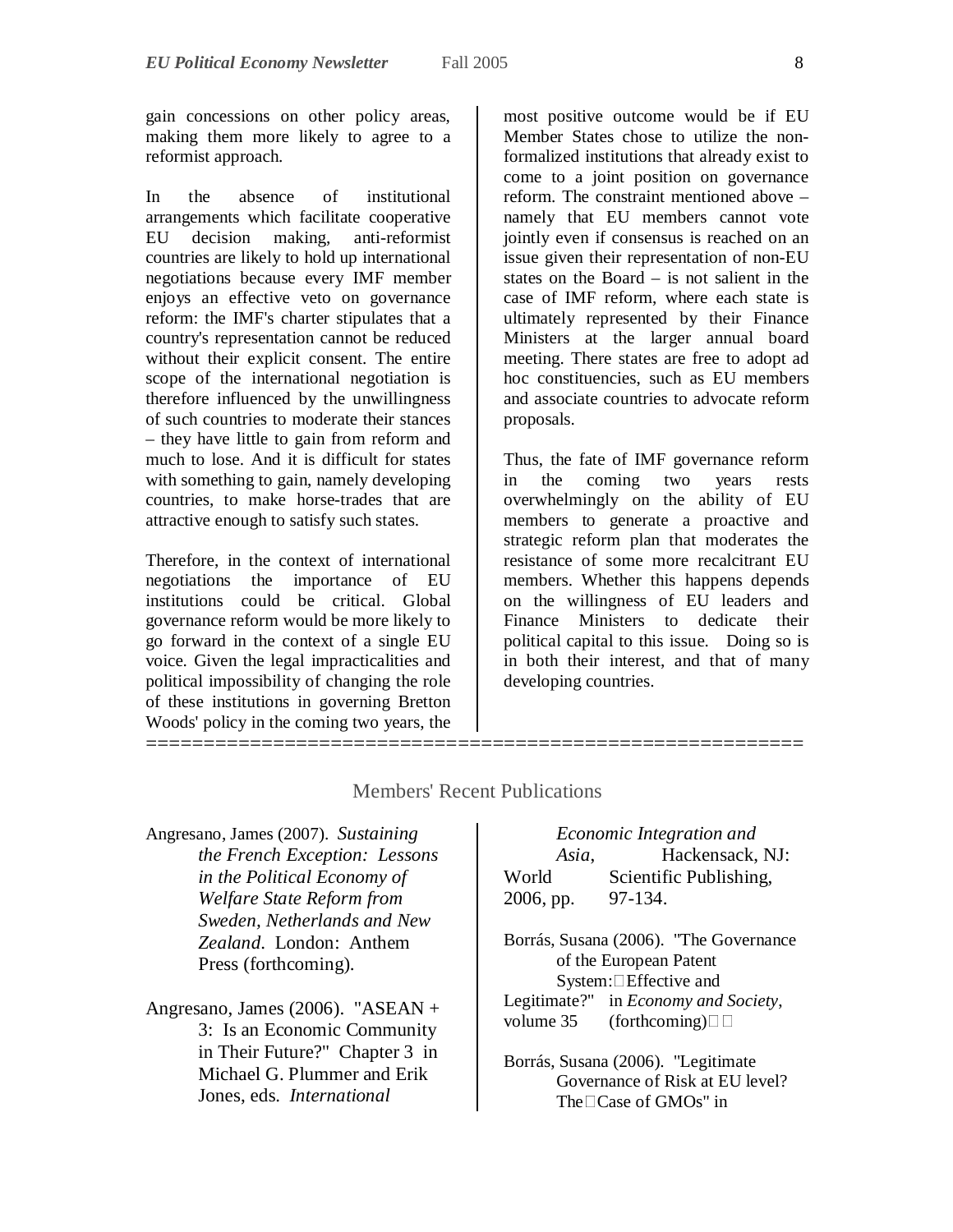gain concessions on other policy areas, making them more likely to agree to a reformist approach.

In the absence of institutional arrangements which facilitate cooperative EU decision making, anti-reformist countries are likely to hold up international negotiations because every IMF member enjoys an effective veto on governance reform: the IMF's charter stipulates that a country's representation cannot be reduced without their explicit consent. The entire scope of the international negotiation is therefore influenced by the unwillingness of such countries to moderate their stances – they have little to gain from reform and much to lose. And it is difficult for states with something to gain, namely developing countries, to make horse-trades that are attractive enough to satisfy such states.

Therefore, in the context of international negotiations the importance of EU institutions could be critical. Global governance reform would be more likely to go forward in the context of a single EU voice. Given the legal impracticalities and political impossibility of changing the role of these institutions in governing Bretton Woods' policy in the coming two years, the most positive outcome would be if EU Member States chose to utilize the non-formalized institutions that already exist to come to a joint position on governance reform. The constraint mentioned above – namely that EU members cannot vote jointly even if consensus is reached on an issue given their representation of non-EU states on the Board – is not salient in the case of IMF reform, where each state is ultimately represented by their Finance Ministers at the larger annual board meeting. There states are free to adopt ad hoc constituencies, such as EU members and associate countries to advocate reform proposals.

Thus, the fate of IMF governance reform in the coming two years rests overwhelmingly on the ability of EU members to generate a proactive and strategic reform plan that moderates the resistance of some more recalcitrant EU members. Whether this happens depends on the willingness of EU leaders and Finance Ministers to dedicate their political capital to this issue. Doing so is in both their interest, and that of many developing countries.

==========================================================

## Members' Recent Publications

Angresano, James (2007). *Sustaining the French Exception: Lessons in the Political Economy of Welfare State Reform from Sweden, Netherlands and New Zealand*. London: Anthem Press (forthcoming).

Angresano, James (2006). "ASEAN + 3: Is an Economic Community in Their Future?" Chapter 3 in Michael G. Plummer and Erik Jones, eds. *International Economic Integration and Asia*, Hackensack, NJ: World Scientific Publishing, 2006, pp. 97-134.

Borrás, Susana (2006). "The Governance of the European Patent System: Effective and Legitimate?" in *Economy and Society*, volume 35 (forthcoming)

Borrás, Susana (2006). "Legitimate Governance of Risk at EU level? The Case of GMOs" in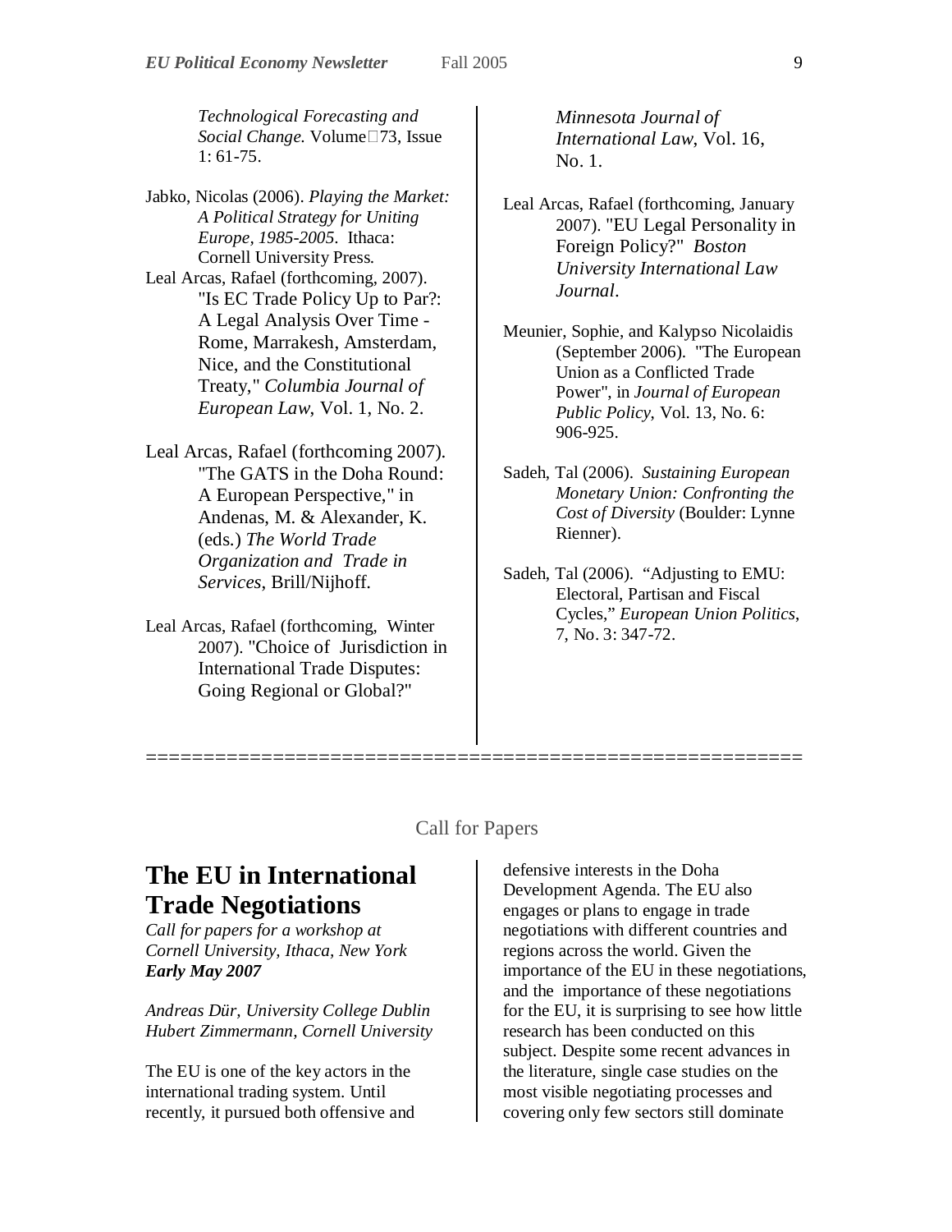*Technological Forecasting and Social Change.* Volume 73, Issue 1: 61-75.

Jabko, Nicolas (2006). *Playing the Market: A Political Strategy for Uniting Europe, 1985-2005*. Ithaca: Cornell University Press.

Leal Arcas, Rafael (forthcoming, 2007). "Is EC Trade Policy Up to Par?: A Legal Analysis Over Time - Rome, Marrakesh, Amsterdam, Nice, and the Constitutional Treaty," *Columbia Journal of European Law*, Vol. 1, No. 2.

Leal Arcas, Rafael (forthcoming 2007). "The GATS in the Doha Round: A European Perspective," in Andenas, M. & Alexander, K. (eds.) *The World Trade Organization and Trade in Services*, Brill/Nijhoff.

Leal Arcas, Rafael (forthcoming, Winter 2007). "Choice of Jurisdiction in International Trade Disputes: Going Regional or Global?" *Minnesota Journal of International Law*, Vol. 16, No. 1.

Leal Arcas, Rafael (forthcoming, January 2007). "EU Legal Personality in Foreign Policy?" *Boston University International Law Journal*.

Meunier, Sophie, and Kalypso Nicolaidis (September 2006). "The European Union as a Conflicted Trade Power", in *Journal of European Public Policy*, Vol. 13, No. 6: 906-925.

Sadeh, Tal (2006). *Sustaining European Monetary Union: Confronting the Cost of Diversity* (Boulder: Lynne Rienner).

Sadeh, Tal (2006). "Adjusting to EMU: Electoral, Partisan and Fiscal Cycles," *European Union Politics*, 7, No. 3: 347-72.

=========================================================

Call for Papers

# The EU in International Trade Negotiations

*Call for papers for a workshop at Cornell University, Ithaca, New York*
***Early May 2007***

*Andreas Dür, University College Dublin*
*Hubert Zimmermann, Cornell University*

The EU is one of the key actors in the international trading system. Until recently, it pursued both offensive and defensive interests in the Doha Development Agenda. The EU also engages or plans to engage in trade negotiations with different countries and regions across the world. Given the importance of the EU in these negotiations, and the importance of these negotiations for the EU, it is surprising to see how little research has been conducted on this subject. Despite some recent advances in the literature, single case studies on the most visible negotiating processes and covering only few sectors still dominate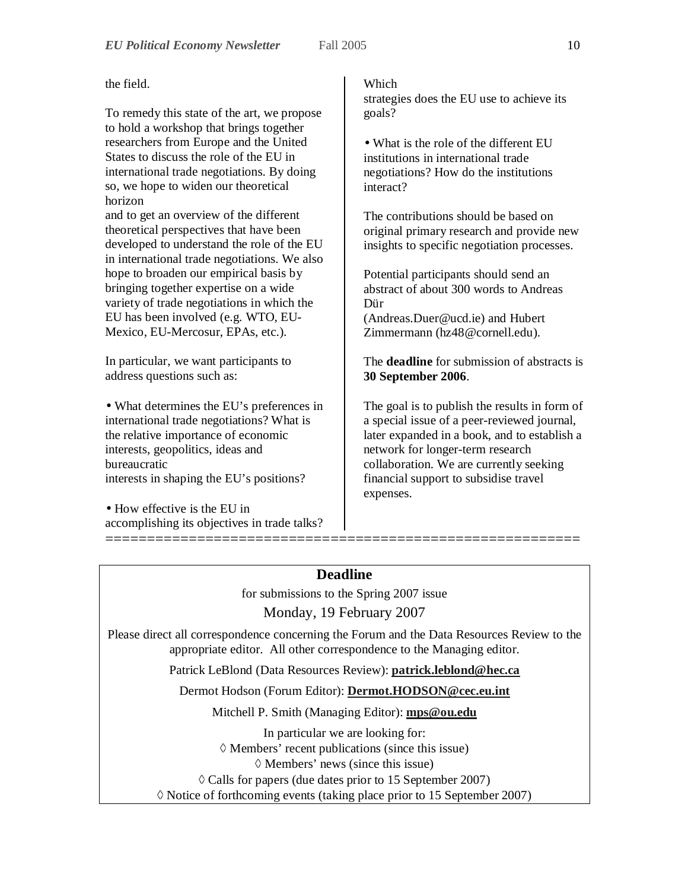the field.

To remedy this state of the art, we propose to hold a workshop that brings together researchers from Europe and the United States to discuss the role of the EU in international trade negotiations. By doing so, we hope to widen our theoretical horizon and to get an overview of the different theoretical perspectives that have been developed to understand the role of the EU in international trade negotiations. We also hope to broaden our empirical basis by bringing together expertise on a wide variety of trade negotiations in which the EU has been involved (e.g. WTO, EU-Mexico, EU-Mercosur, EPAs, etc.).

In particular, we want participants to address questions such as:

- What determines the EU's preferences in international trade negotiations? What is the relative importance of economic interests, geopolitics, ideas and bureaucratic interests in shaping the EU's positions?
- How effective is the EU in accomplishing its objectives in trade talks? Which strategies does the EU use to achieve its goals?
- What is the role of the different EU institutions in international trade negotiations? How do the institutions interact?

The contributions should be based on original primary research and provide new insights to specific negotiation processes.

Potential participants should send an abstract of about 300 words to Andreas Dür (Andreas.Duer@ucd.ie) and Hubert Zimmermann (hz48@cornell.edu).

The **deadline** for submission of abstracts is **30 September 2006**.

The goal is to publish the results in form of a special issue of a peer-reviewed journal, later expanded in a book, and to establish a network for longer-term research collaboration. We are currently seeking financial support to subsidise travel expenses.

========================================================

**Deadline**

for submissions to the Spring 2007 issue

Monday, 19 February 2007

Please direct all correspondence concerning the Forum and the Data Resources Review to the appropriate editor. All other correspondence to the Managing editor.

Patrick LeBlond (Data Resources Review): **patrick.leblond@hec.ca**

Dermot Hodson (Forum Editor): **Dermot.HODSON@cec.eu.int**

Mitchell P. Smith (Managing Editor): **mps@ou.edu**

In particular we are looking for:

◊ Members' recent publications (since this issue)
◊ Members' news (since this issue)
◊ Calls for papers (due dates prior to 15 September 2007)
◊ Notice of forthcoming events (taking place prior to 15 September 2007)